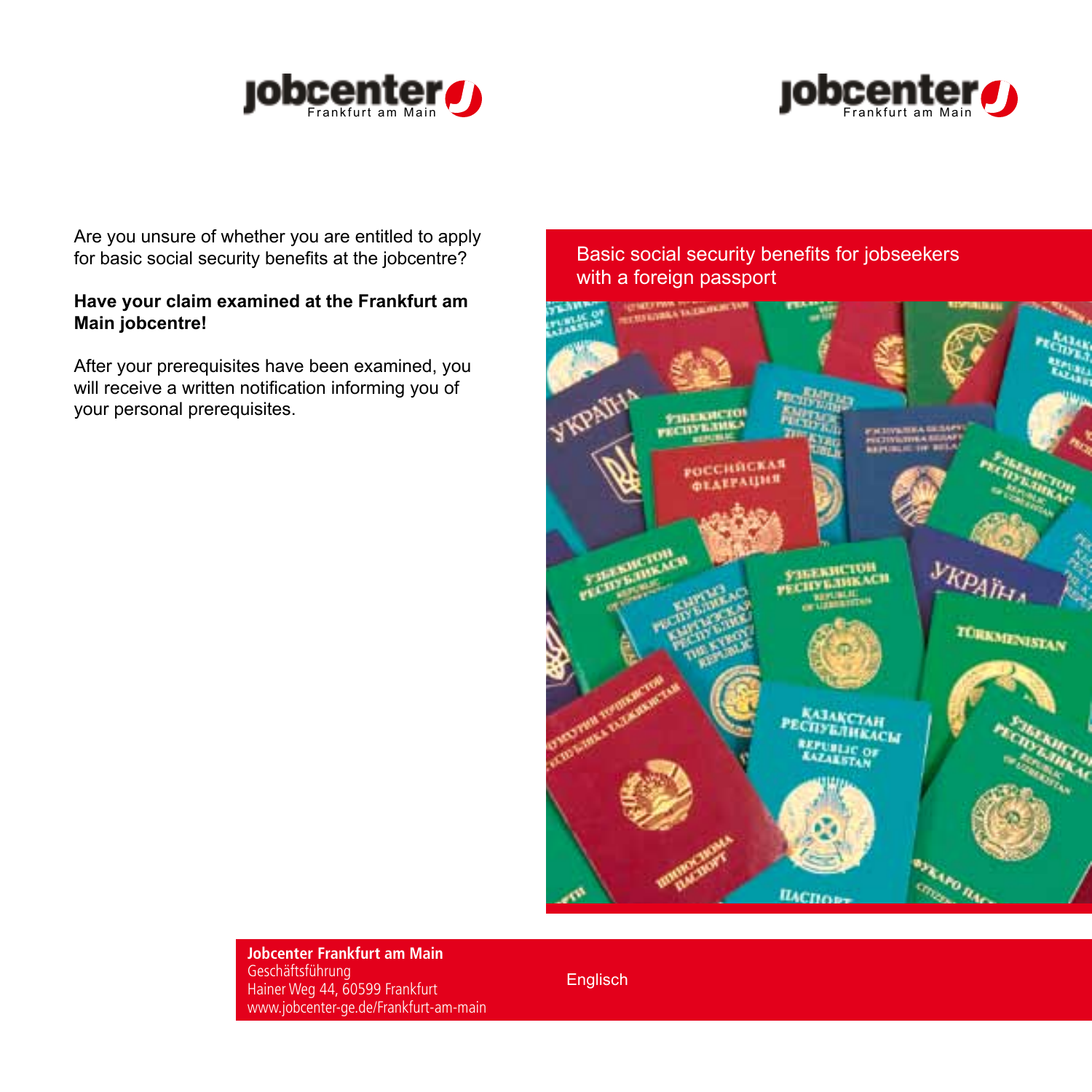jobcenter Frankfurt am Main

Are you unsure of whether you are entitled to apply for basic social security benefits at the jobcentre?

**Have your claim examined at the Frankfurt am Main jobcentre!**

After your prerequisites have been examined, you will receive a written notification informing you of your personal prerequisites.

**Jobcenter Frankfurt am Main**
Geschäftsführung
Hainer Weg 44, 60599 Frankfurt
www.jobcenter-ge.de/Frankfurt-am-main

jobcenter Frankfurt am Main

# Basic social security benefits for jobseekers with a foreign passport

Englisch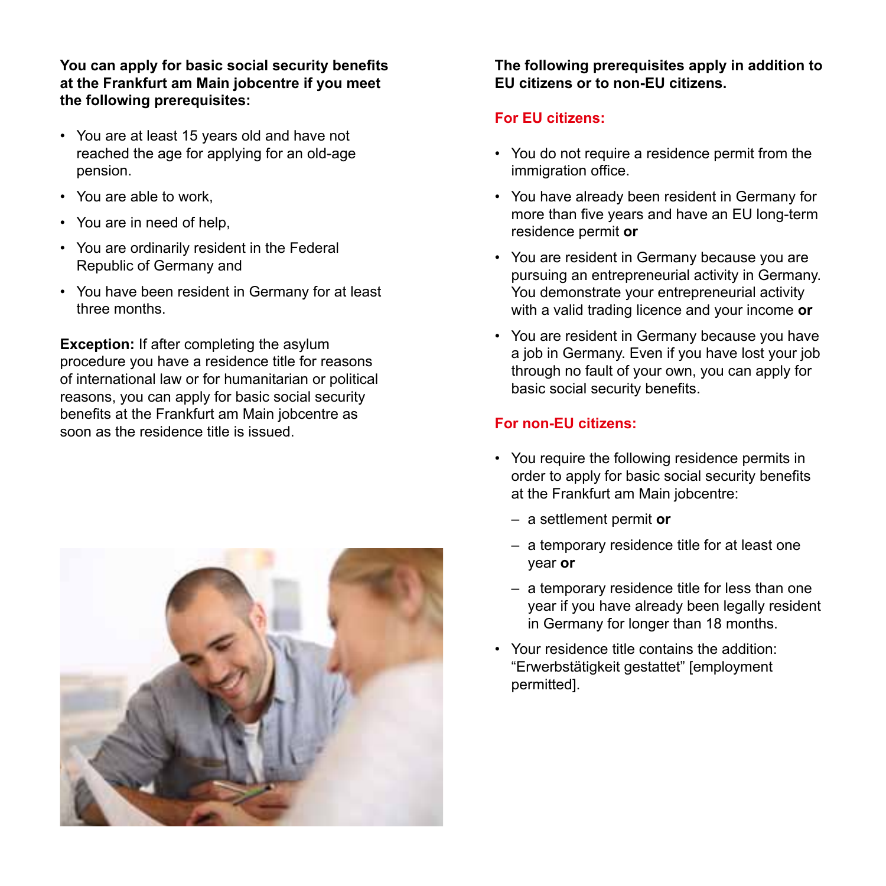**You can apply for basic social security benefits at the Frankfurt am Main jobcentre if you meet the following prerequisites:**

- You are at least 15 years old and have not reached the age for applying for an old-age pension.
- You are able to work,
- You are in need of help,
- You are ordinarily resident in the Federal Republic of Germany and
- You have been resident in Germany for at least three months.

**Exception:** If after completing the asylum procedure you have a residence title for reasons of international law or for humanitarian or political reasons, you can apply for basic social security benefits at the Frankfurt am Main jobcentre as soon as the residence title is issued.

**The following prerequisites apply in addition to EU citizens or to non-EU citizens.**

### For EU citizens:

- You do not require a residence permit from the immigration office.
- You have already been resident in Germany for more than five years and have an EU long-term residence permit **or**
- You are resident in Germany because you are pursuing an entrepreneurial activity in Germany. You demonstrate your entrepreneurial activity with a valid trading licence and your income **or**
- You are resident in Germany because you have a job in Germany. Even if you have lost your job through no fault of your own, you can apply for basic social security benefits.

### For non-EU citizens:

- You require the following residence permits in order to apply for basic social security benefits at the Frankfurt am Main jobcentre:
  - a settlement permit **or**
  - a temporary residence title for at least one year **or**
  - a temporary residence title for less than one year if you have already been legally resident in Germany for longer than 18 months.
- Your residence title contains the addition: "Erwerbstätigkeit gestattet" [employment permitted].